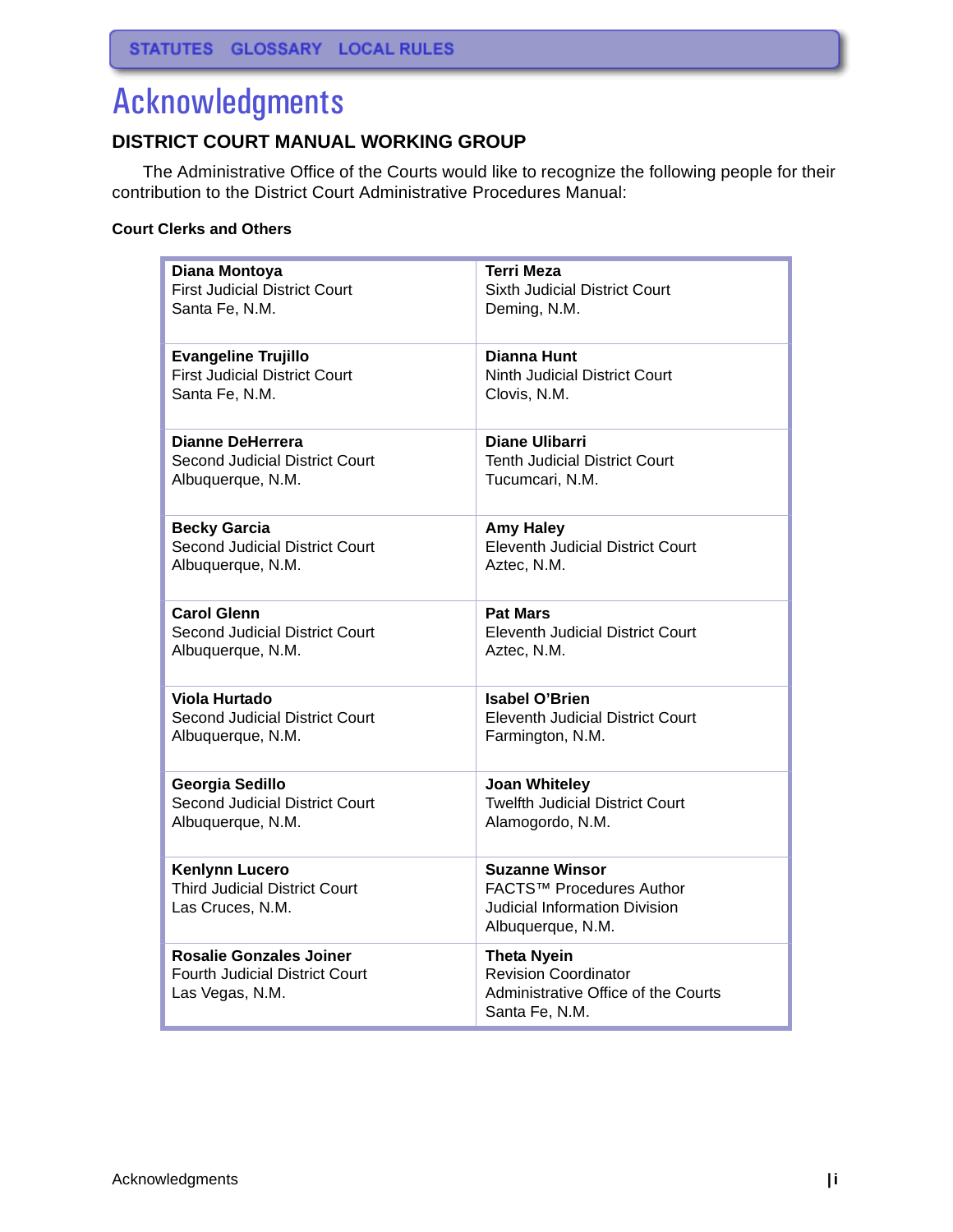# Acknowledgments

## DISTRICT COURT MANUAL WORKING GROUP

The Administrative Office of the Courts would like to recognize the following people for their contribution to the District Court Administrative Procedures Manual:

### Court Clerks and Others

| | |
|---|---|
| **Diana Montoya**<br>First Judicial District Court<br>Santa Fe, N.M. | **Terri Meza**<br>Sixth Judicial District Court<br>Deming, N.M. |
| **Evangeline Trujillo**<br>First Judicial District Court<br>Santa Fe, N.M. | **Dianna Hunt**<br>Ninth Judicial District Court<br>Clovis, N.M. |
| **Dianne DeHerrera**<br>Second Judicial District Court<br>Albuquerque, N.M. | **Diane Ulibarri**<br>Tenth Judicial District Court<br>Tucumcari, N.M. |
| **Becky Garcia**<br>Second Judicial District Court<br>Albuquerque, N.M. | **Amy Haley**<br>Eleventh Judicial District Court<br>Aztec, N.M. |
| **Carol Glenn**<br>Second Judicial District Court<br>Albuquerque, N.M. | **Pat Mars**<br>Eleventh Judicial District Court<br>Aztec, N.M. |
| **Viola Hurtado**<br>Second Judicial District Court<br>Albuquerque, N.M. | **Isabel O'Brien**<br>Eleventh Judicial District Court<br>Farmington, N.M. |
| **Georgia Sedillo**<br>Second Judicial District Court<br>Albuquerque, N.M. | **Joan Whiteley**<br>Twelfth Judicial District Court<br>Alamogordo, N.M. |
| **Kenlynn Lucero**<br>Third Judicial District Court<br>Las Cruces, N.M. | **Suzanne Winsor**<br>FACTS™ Procedures Author<br>Judicial Information Division<br>Albuquerque, N.M. |
| **Rosalie Gonzales Joiner**<br>Fourth Judicial District Court<br>Las Vegas, N.M. | **Theta Nyein**<br>Revision Coordinator<br>Administrative Office of the Courts<br>Santa Fe, N.M. |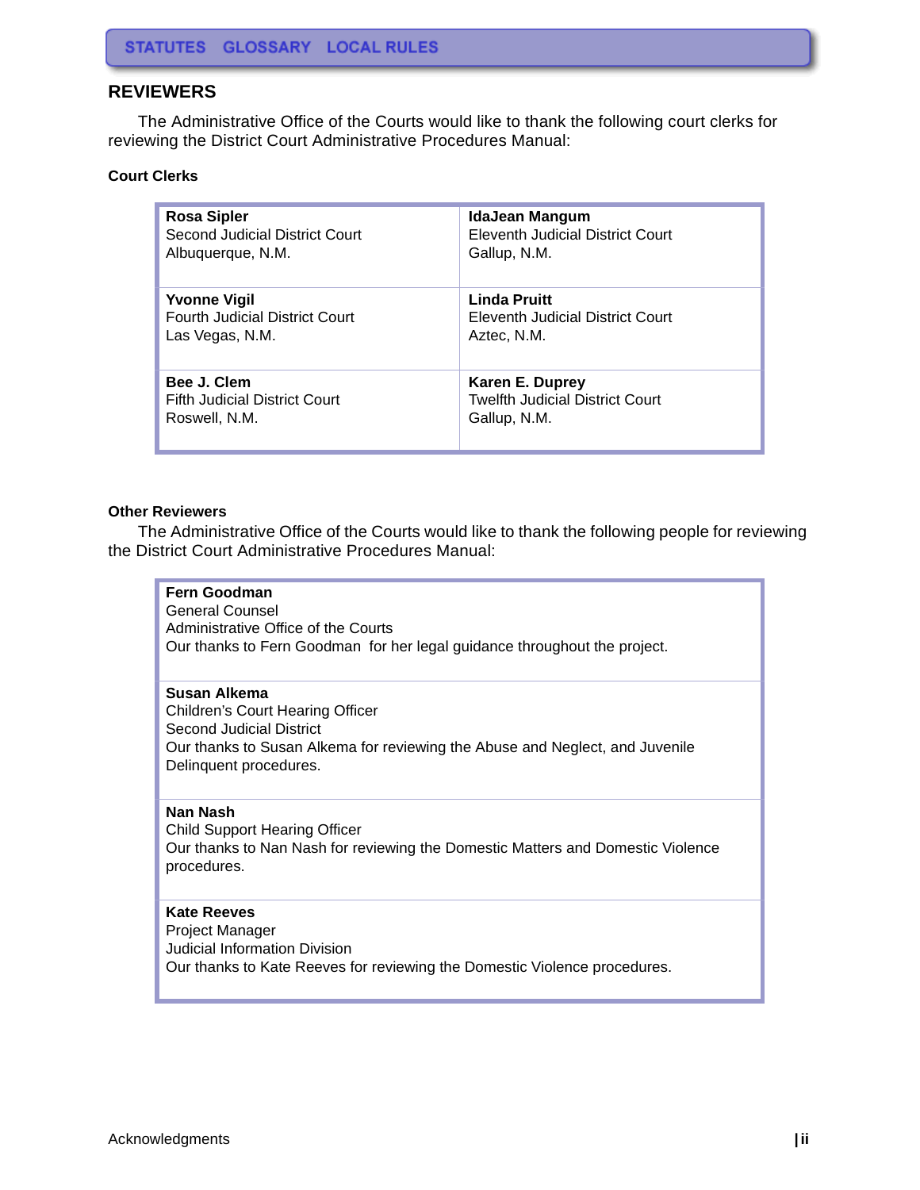STATUTES GLOSSARY LOCAL RULES

## REVIEWERS

The Administrative Office of the Courts would like to thank the following court clerks for reviewing the District Court Administrative Procedures Manual:

**Court Clerks**

| | |
|---|---|
| **Rosa Sipler**<br>Second Judicial District Court<br>Albuquerque, N.M. | **IdaJean Mangum**<br>Eleventh Judicial District Court<br>Gallup, N.M. |
| **Yvonne Vigil**<br>Fourth Judicial District Court<br>Las Vegas, N.M. | **Linda Pruitt**<br>Eleventh Judicial District Court<br>Aztec, N.M. |
| **Bee J. Clem**<br>Fifth Judicial District Court<br>Roswell, N.M. | **Karen E. Duprey**<br>Twelfth Judicial District Court<br>Gallup, N.M. |

**Other Reviewers**

The Administrative Office of the Courts would like to thank the following people for reviewing the District Court Administrative Procedures Manual:

**Fern Goodman**
General Counsel
Administrative Office of the Courts
Our thanks to Fern Goodman for her legal guidance throughout the project.

**Susan Alkema**
Children's Court Hearing Officer
Second Judicial District
Our thanks to Susan Alkema for reviewing the Abuse and Neglect, and Juvenile Delinquent procedures.

**Nan Nash**
Child Support Hearing Officer
Our thanks to Nan Nash for reviewing the Domestic Matters and Domestic Violence procedures.

**Kate Reeves**
Project Manager
Judicial Information Division
Our thanks to Kate Reeves for reviewing the Domestic Violence procedures.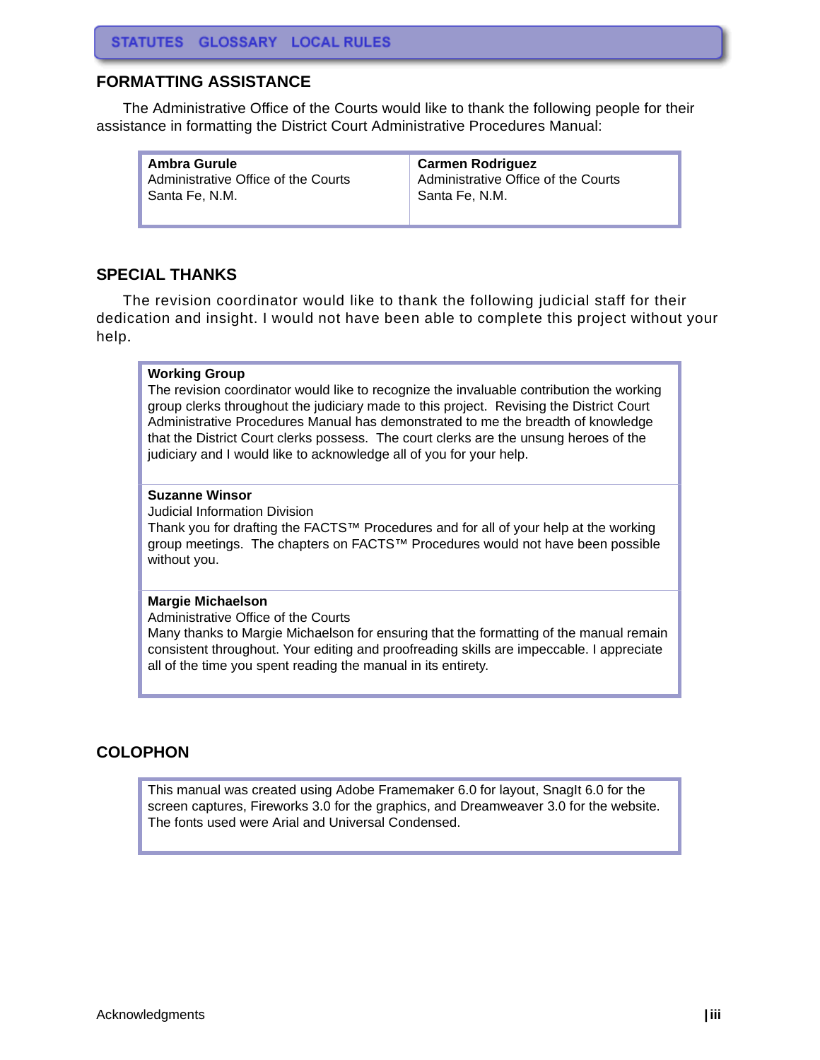## FORMATTING ASSISTANCE

The Administrative Office of the Courts would like to thank the following people for their assistance in formatting the District Court Administrative Procedures Manual:

| | |
|---|---|
| **Ambra Gurule**<br>Administrative Office of the Courts<br>Santa Fe, N.M. | **Carmen Rodriguez**<br>Administrative Office of the Courts<br>Santa Fe, N.M. |

## SPECIAL THANKS

The revision coordinator would like to thank the following judicial staff for their dedication and insight. I would not have been able to complete this project without your help.

**Working Group**
The revision coordinator would like to recognize the invaluable contribution the working group clerks throughout the judiciary made to this project. Revising the District Court Administrative Procedures Manual has demonstrated to me the breadth of knowledge that the District Court clerks possess. The court clerks are the unsung heroes of the judiciary and I would like to acknowledge all of you for your help.

**Suzanne Winsor**
Judicial Information Division
Thank you for drafting the FACTS™ Procedures and for all of your help at the working group meetings. The chapters on FACTS™ Procedures would not have been possible without you.

**Margie Michaelson**
Administrative Office of the Courts
Many thanks to Margie Michaelson for ensuring that the formatting of the manual remain consistent throughout. Your editing and proofreading skills are impeccable. I appreciate all of the time you spent reading the manual in its entirety.

## COLOPHON

This manual was created using Adobe Framemaker 6.0 for layout, SnagIt 6.0 for the screen captures, Fireworks 3.0 for the graphics, and Dreamweaver 3.0 for the website. The fonts used were Arial and Universal Condensed.